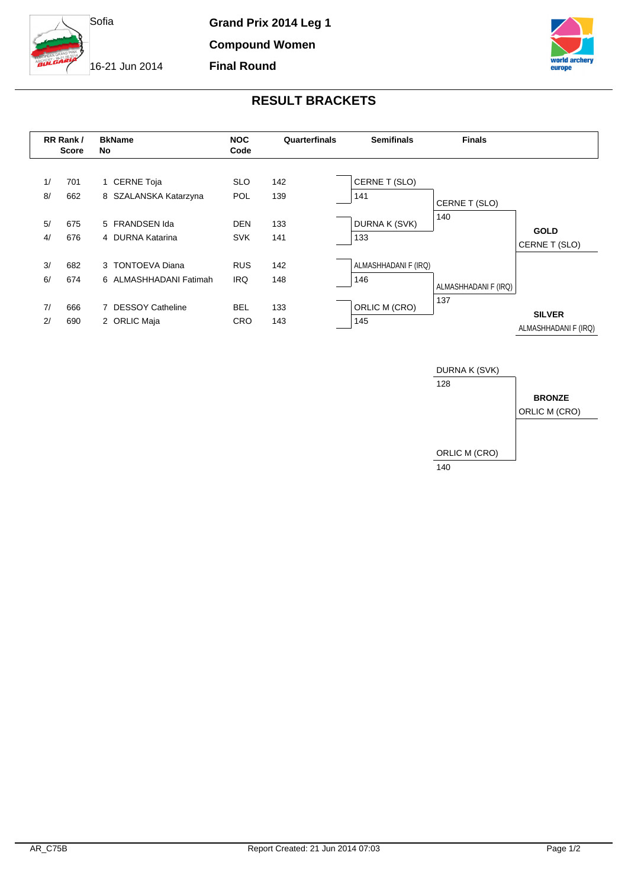Sofia

16-21 Jun 2014

**Grand Prix 2014 Leg 1**

**Compound Women**

**Final Round**

## RESULT BRACKETS

| RR Rank / | Score | BkName No | NOC Code | Quarterfinals | Semifinals | Finals | |
|---|---|---|---|---|---|---|---|
| 1/ | 701 | 1 CERNE Toja | SLO | 142 | CERNE T (SLO) | | |
| 8/ | 662 | 8 SZALANSKA Katarzyna | POL | 139 | 141 | CERNE T (SLO) | |
| | | | | | | 140 | |
| 5/ | 675 | 5 FRANDSEN Ida | DEN | 133 | DURNA K (SVK) | | **GOLD** |
| 4/ | 676 | 4 DURNA Katarina | SVK | 141 | 133 | | CERNE T (SLO) |
| 3/ | 682 | 3 TONTOEVA Diana | RUS | 142 | ALMASHHADANI F (IRQ) | | |
| 6/ | 674 | 6 ALMASHHADANI Fatimah | IRQ | 148 | 146 | ALMASHHADANI F (IRQ) | |
| | | | | | | 137 | |
| 7/ | 666 | 7 DESSOY Catheline | BEL | 133 | ORLIC M (CRO) | | **SILVER** |
| 2/ | 690 | 2 ORLIC Maja | CRO | 143 | 145 | | ALMASHHADANI F (IRQ) |

**Bronze Match**

| Finals | |
|---|---|
| DURNA K (SVK) | |
| 128 | **BRONZE** |
| | ORLIC M (CRO) |
| ORLIC M (CRO) | |
| 140 | |

AR_C75B

Report Created: 21 Jun 2014 07:03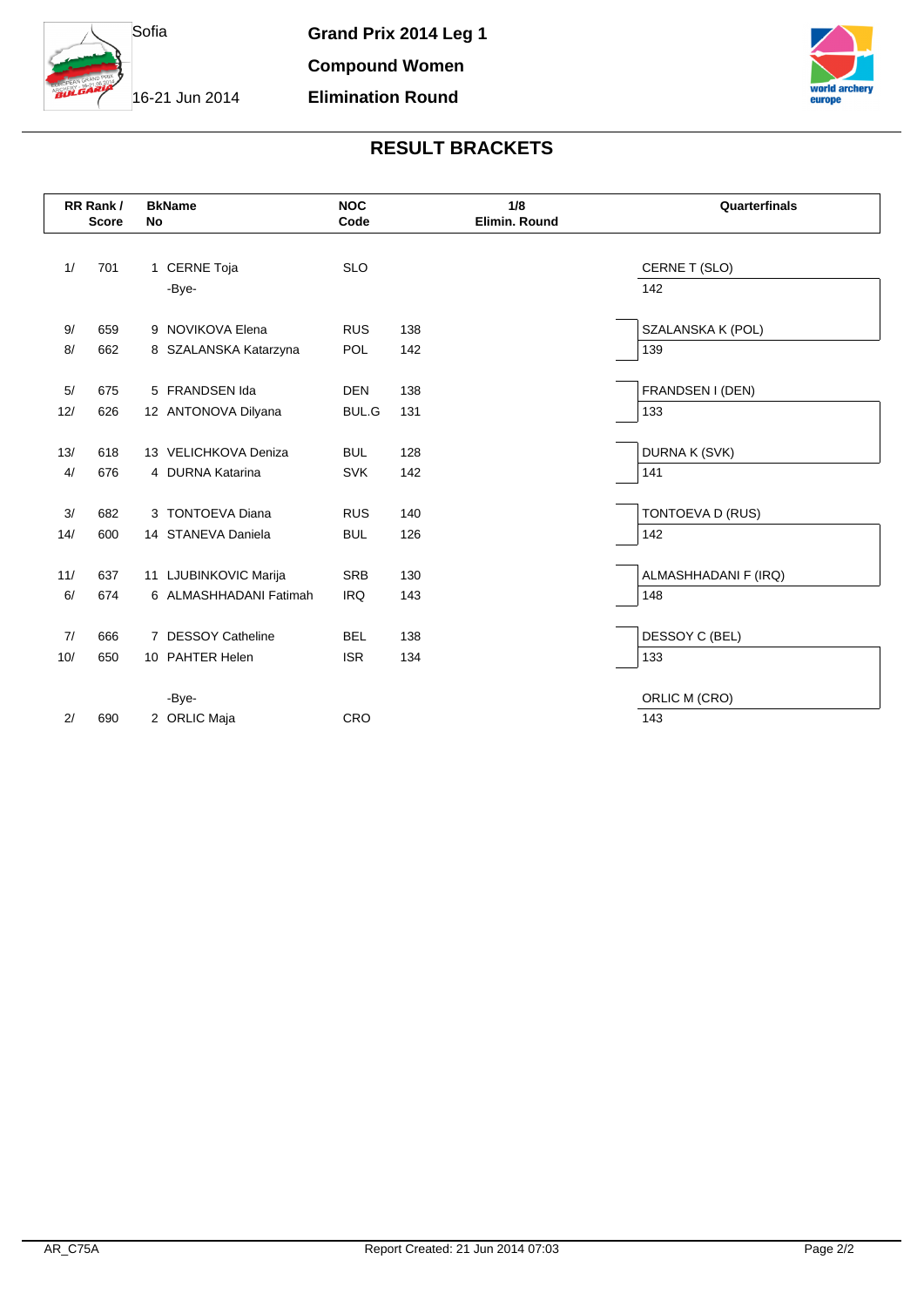Sofia

16-21 Jun 2014

**Grand Prix 2014 Leg 1**

**Compound Women**

**Elimination Round**

## RESULT BRACKETS

| RR Rank / | Score | BkNo | Name | NOC Code | 1/8 Elimin. Round | Quarterfinals |
|---|---|---|---|---|---|---|
| 1/ | 701 | 1 | CERNE Toja | SLO | | CERNE T (SLO) |
| | | | -Bye- | | | 142 |
| 9/ | 659 | 9 | NOVIKOVA Elena | RUS | 138 | SZALANSKA K (POL) |
| 8/ | 662 | 8 | SZALANSKA Katarzyna | POL | 142 | 139 |
| 5/ | 675 | 5 | FRANDSEN Ida | DEN | 138 | FRANDSEN I (DEN) |
| 12/ | 626 | 12 | ANTONOVA Dilyana | BUL.G | 131 | 133 |
| 13/ | 618 | 13 | VELICHKOVA Deniza | BUL | 128 | DURNA K (SVK) |
| 4/ | 676 | 4 | DURNA Katarina | SVK | 142 | 141 |
| 3/ | 682 | 3 | TONTOEVA Diana | RUS | 140 | TONTOEVA D (RUS) |
| 14/ | 600 | 14 | STANEVA Daniela | BUL | 126 | 142 |
| 11/ | 637 | 11 | LJUBINKOVIC Marija | SRB | 130 | ALMASHHADANI F (IRQ) |
| 6/ | 674 | 6 | ALMASHHADANI Fatimah | IRQ | 143 | 148 |
| 7/ | 666 | 7 | DESSOY Catheline | BEL | 138 | DESSOY C (BEL) |
| 10/ | 650 | 10 | PAHTER Helen | ISR | 134 | 133 |
| | | | -Bye- | | | ORLIC M (CRO) |
| 2/ | 690 | 2 | ORLIC Maja | CRO | | 143 |

AR_C75A

Report Created: 21 Jun 2014 07:03